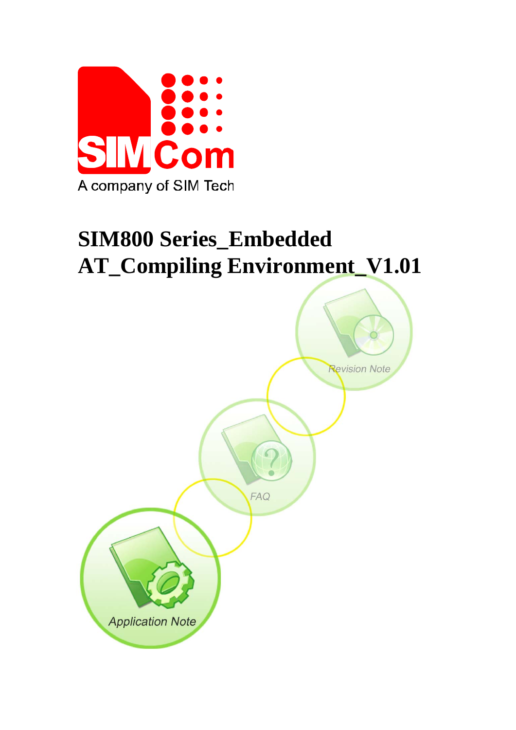A company of SIM Tech

# SIM800 Series_Embedded AT_Compiling Environment_V1.01

Revision Note

FAQ

Application Note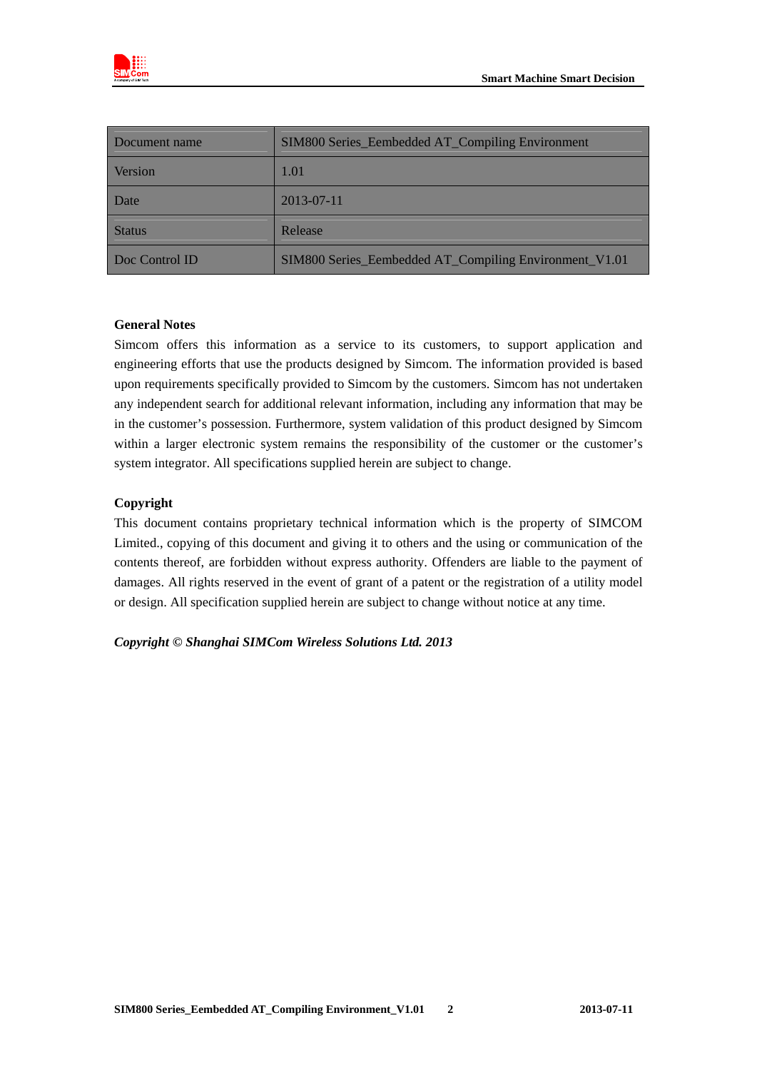| Document name | SIM800 Series_Eembedded AT_Compiling Environment |
|---|---|
| Version | 1.01 |
| Date | 2013-07-11 |
| Status | Release |
| Doc Control ID | SIM800 Series_Eembedded AT_Compiling Environment_V1.01 |

**General Notes**

Simcom offers this information as a service to its customers, to support application and engineering efforts that use the products designed by Simcom. The information provided is based upon requirements specifically provided to Simcom by the customers. Simcom has not undertaken any independent search for additional relevant information, including any information that may be in the customer's possession. Furthermore, system validation of this product designed by Simcom within a larger electronic system remains the responsibility of the customer or the customer's system integrator. All specifications supplied herein are subject to change.

**Copyright**

This document contains proprietary technical information which is the property of SIMCOM Limited., copying of this document and giving it to others and the using or communication of the contents thereof, are forbidden without express authority. Offenders are liable to the payment of damages. All rights reserved in the event of grant of a patent or the registration of a utility model or design. All specification supplied herein are subject to change without notice at any time.

***Copyright © Shanghai SIMCom Wireless Solutions Ltd. 2013***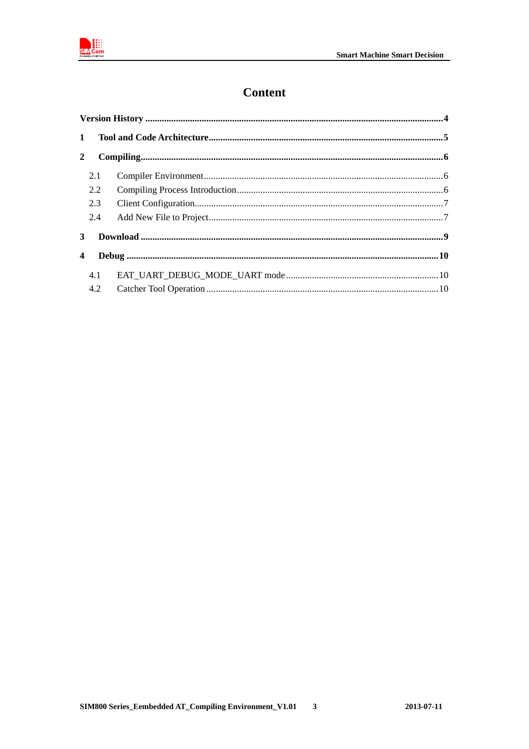# Content

**Version History** .......... **4**

**1 Tool and Code Architecture** .......... **5**

**2 Compiling** .......... **6**

- 2.1 Compiler Environment .......... 6
- 2.2 Compiling Process Introduction .......... 6
- 2.3 Client Configuration .......... 7
- 2.4 Add New File to Project .......... 7

**3 Download** .......... **9**

**4 Debug** .......... **10**

- 4.1 EAT_UART_DEBUG_MODE_UART mode .......... 10
- 4.2 Catcher Tool Operation .......... 10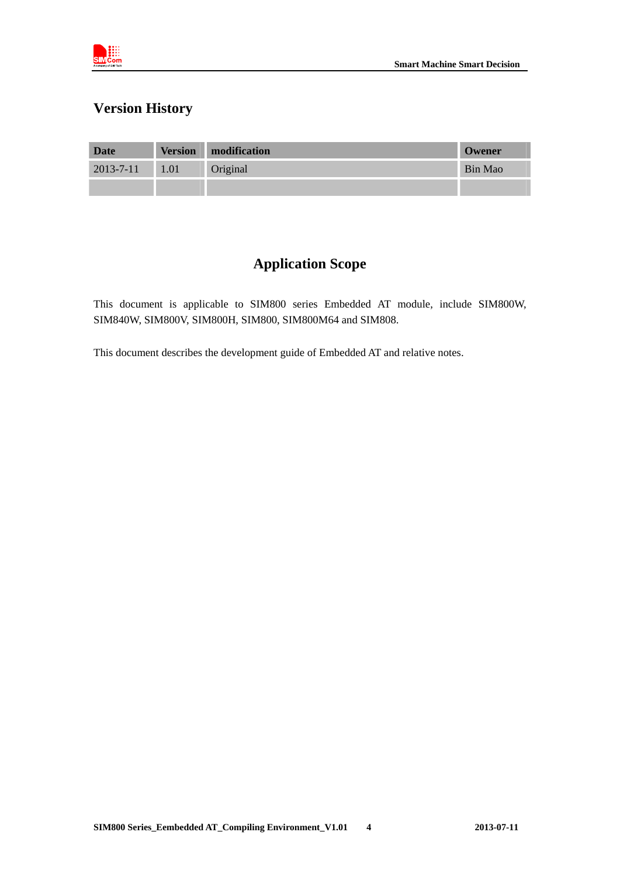## Version History

| Date | Version | modification | Owener |
|---|---|---|---|
| 2013-7-11 | 1.01 | Original | Bin Mao |
| | | | |

## Application Scope

This document is applicable to SIM800 series Embedded AT module, include SIM800W, SIM840W, SIM800V, SIM800H, SIM800, SIM800M64 and SIM808.

This document describes the development guide of Embedded AT and relative notes.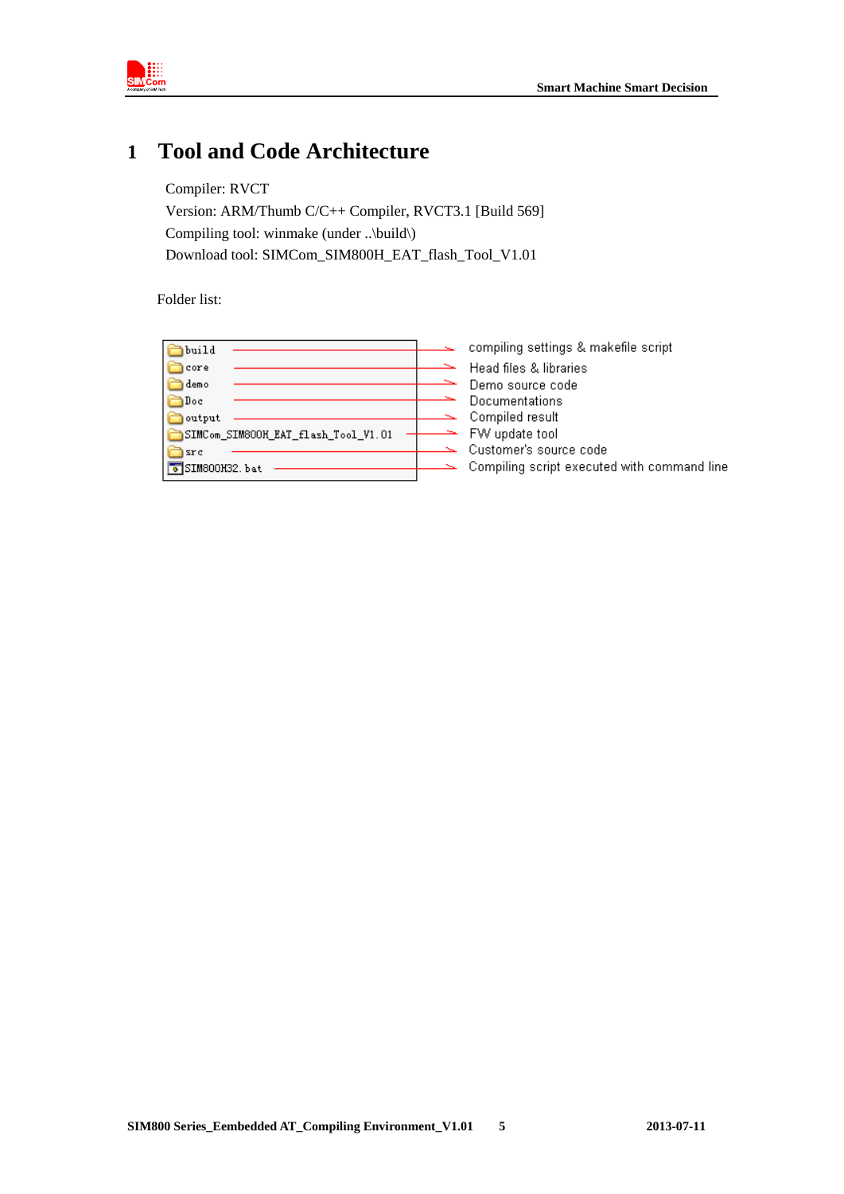# 1 Tool and Code Architecture

Compiler: RVCT
Version: ARM/Thumb C/C++ Compiler, RVCT3.1 [Build 569]
Compiling tool: winmake (under ..\build\)
Download tool: SIMCom_SIM800H_EAT_flash_Tool_V1.01

Folder list:

| Folder/File | Description |
|---|---|
| build | compiling settings & makefile script |
| core | Head files & libraries |
| demo | Demo source code |
| Doc | Documentations |
| output | Compiled result |
| SIMCom_SIM800H_EAT_flash_Tool_V1.01 | FW update tool |
| src | Customer's source code |
| SIM800H32.bat | Compiling script executed with command line |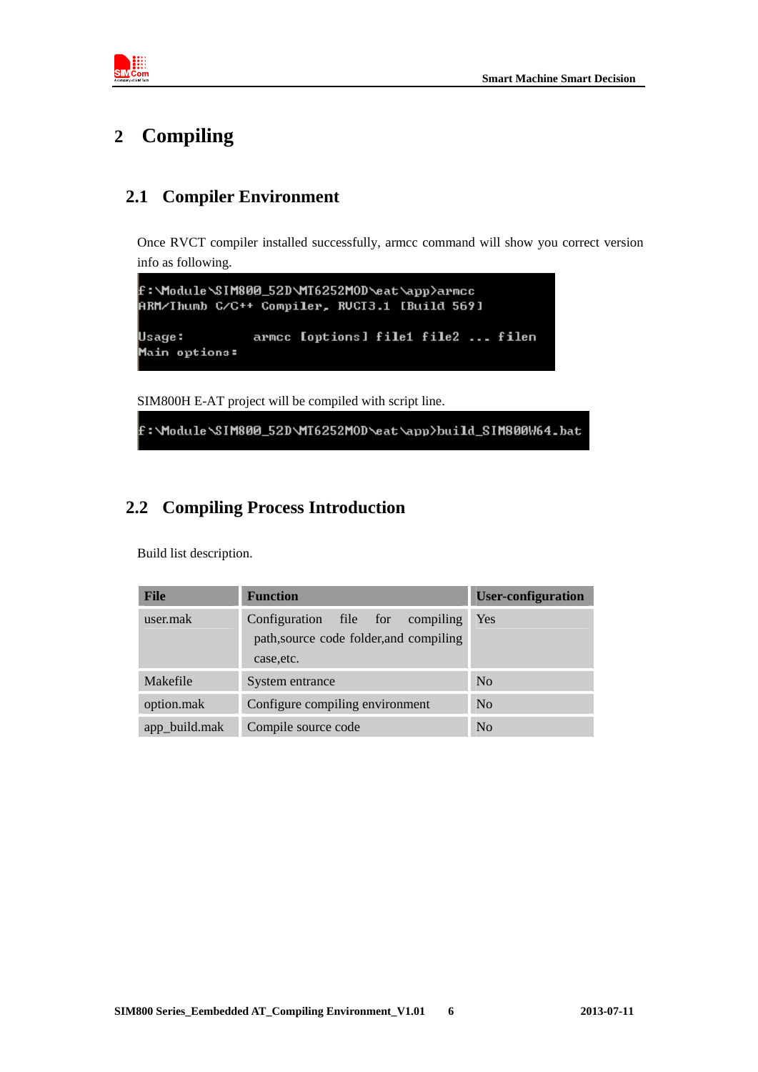# 2 Compiling

## 2.1 Compiler Environment

Once RVCT compiler installed successfully, armcc command will show you correct version info as following.

```
f:\Module\SIM800_52D\MT6252MOD\eat\app>armcc
ARM/Thumb C/C++ Compiler, RVCT3.1 [Build 569]

Usage:          armcc [options] file1 file2 ... filen
Main options:
```

SIM800H E-AT project will be compiled with script line.

```
f:\Module\SIM800_52D\MT6252MOD\eat\app>build_SIM800W64.bat
```

## 2.2 Compiling Process Introduction

Build list description.

| File | Function | User-configuration |
|---|---|---|
| user.mak | Configuration file for compiling path,source code folder,and compiling case,etc. | Yes |
| Makefile | System entrance | No |
| option.mak | Configure compiling environment | No |
| app_build.mak | Compile source code | No |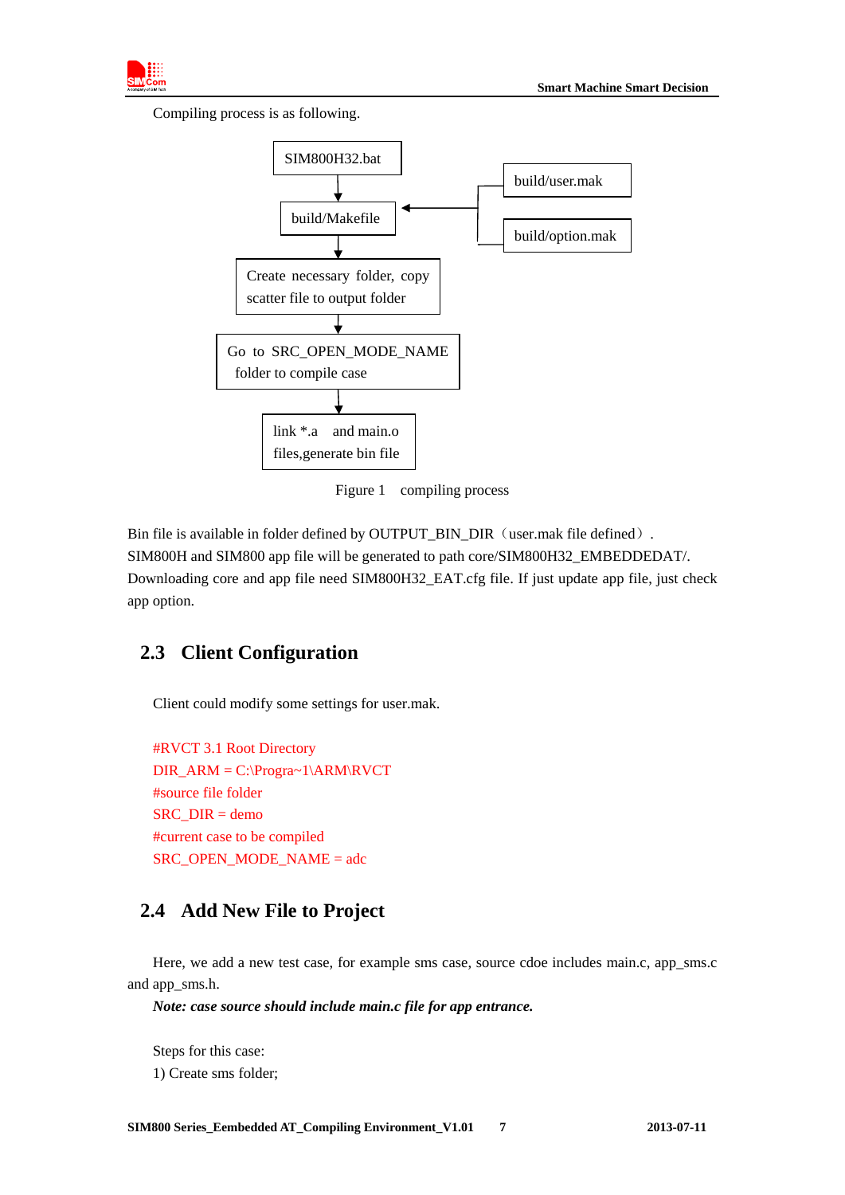Compiling process is as following.

```
SIM800H32.bat
      |
      v
build/Makefile  <----  build/user.mak
      |                build/option.mak
      v
Create necessary folder, copy
scatter file to output folder
      |
      v
Go to SRC_OPEN_MODE_NAME
folder to compile case
      |
      v
link *.a  and main.o
files,generate bin file
```

Figure 1 compiling process

Bin file is available in folder defined by OUTPUT_BIN_DIR（user.mak file defined）. SIM800H and SIM800 app file will be generated to path core/SIM800H32_EMBEDDEDAT/. Downloading core and app file need SIM800H32_EAT.cfg file. If just update app file, just check app option.

## 2.3 Client Configuration

Client could modify some settings for user.mak.

```
#RVCT 3.1 Root Directory
DIR_ARM = C:\Progra~1\ARM\RVCT
#source file folder
SRC_DIR = demo
#current case to be compiled
SRC_OPEN_MODE_NAME = adc
```

## 2.4 Add New File to Project

Here, we add a new test case, for example sms case, source cdoe includes main.c, app_sms.c and app_sms.h.

***Note: case source should include main.c file for app entrance.***

Steps for this case:

1) Create sms folder;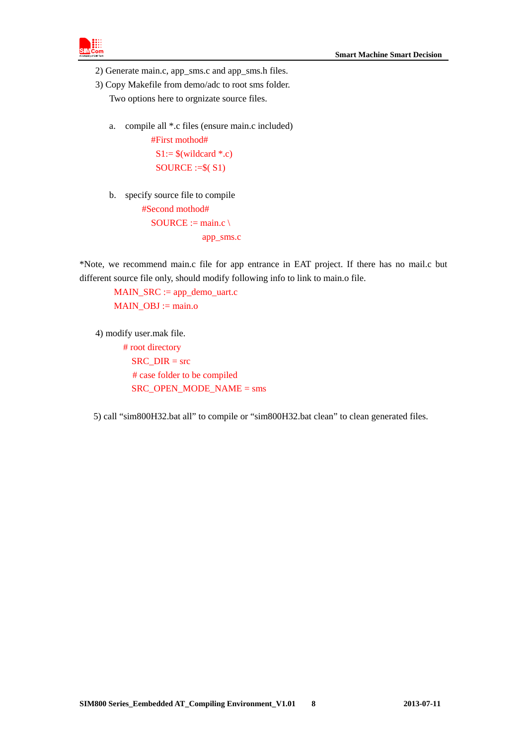2) Generate main.c, app_sms.c and app_sms.h files.

3) Copy Makefile from demo/adc to root sms folder.

Two options here to orgnizate source files.

a. compile all *.c files (ensure main.c included)

```
#First mothod#
S1:= $(wildcard *.c)
SOURCE :=$( S1)
```

b. specify source file to compile

```
#Second mothod#
SOURCE := main.c \
          app_sms.c
```

*Note, we recommend main.c file for app entrance in EAT project. If there has no mail.c but different source file only, should modify following info to link to main.o file.

```
MAIN_SRC := app_demo_uart.c
MAIN_OBJ := main.o
```

4) modify user.mak file.

```
# root directory
SRC_DIR = src
# case folder to be compiled
SRC_OPEN_MODE_NAME = sms
```

5) call "sim800H32.bat all" to compile or "sim800H32.bat clean" to clean generated files.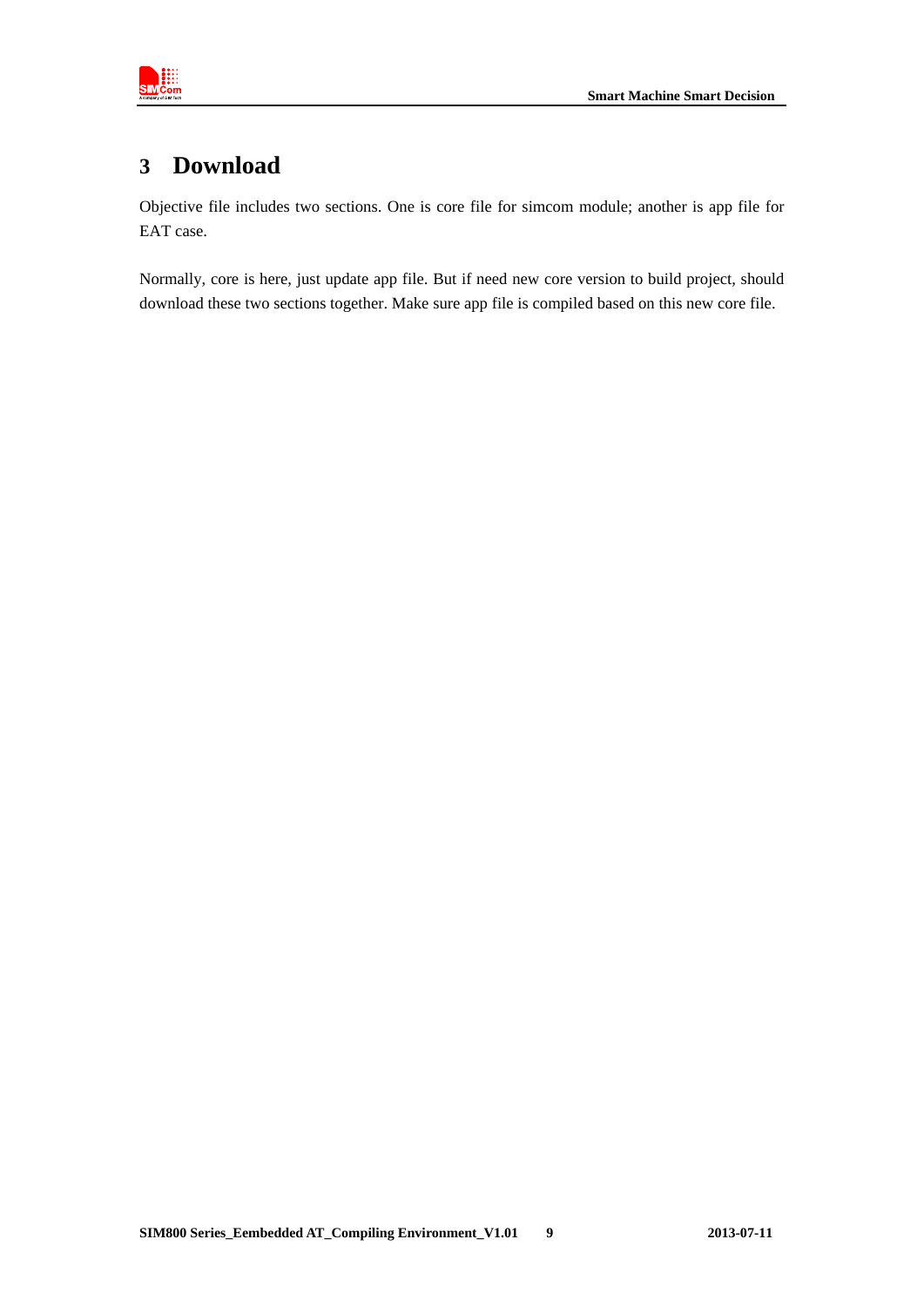# 3 Download

Objective file includes two sections. One is core file for simcom module; another is app file for EAT case.

Normally, core is here, just update app file. But if need new core version to build project, should download these two sections together. Make sure app file is compiled based on this new core file.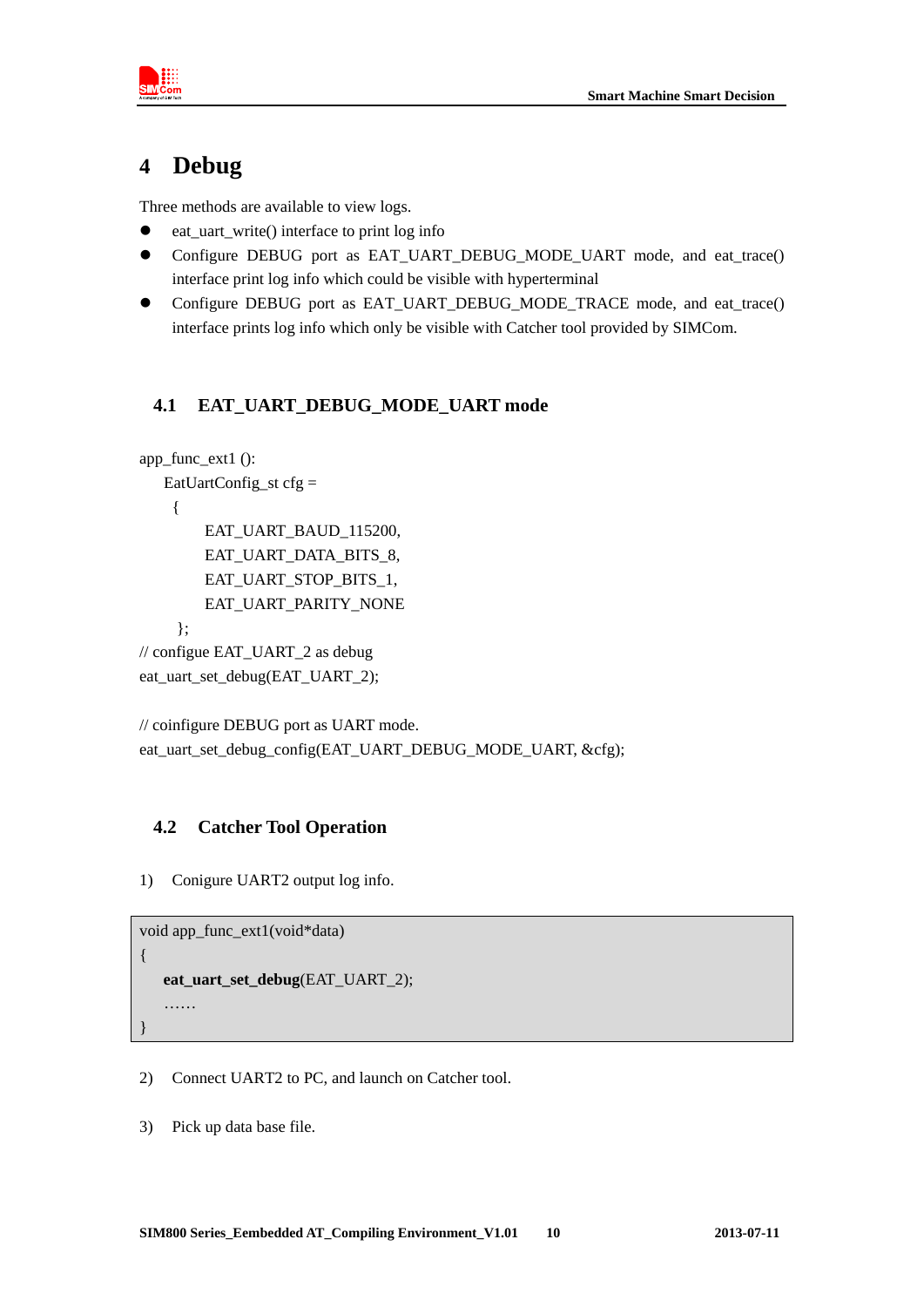# 4 Debug

Three methods are available to view logs.

- eat_uart_write() interface to print log info
- Configure DEBUG port as EAT_UART_DEBUG_MODE_UART mode, and eat_trace() interface print log info which could be visible with hyperterminal
- Configure DEBUG port as EAT_UART_DEBUG_MODE_TRACE mode, and eat_trace() interface prints log info which only be visible with Catcher tool provided by SIMCom.

## 4.1 EAT_UART_DEBUG_MODE_UART mode

```
app_func_ext1 ():
    EatUartConfig_st cfg =
     {
          EAT_UART_BAUD_115200,
          EAT_UART_DATA_BITS_8,
          EAT_UART_STOP_BITS_1,
          EAT_UART_PARITY_NONE
      };
// configue EAT_UART_2 as debug
eat_uart_set_debug(EAT_UART_2);

// coinfigure DEBUG port as UART mode.
eat_uart_set_debug_config(EAT_UART_DEBUG_MODE_UART, &cfg);
```

## 4.2 Catcher Tool Operation

1) Conigure UART2 output log info.

```
void app_func_ext1(void*data)
{
    eat_uart_set_debug(EAT_UART_2);
    ……
}
```

2) Connect UART2 to PC, and launch on Catcher tool.

3) Pick up data base file.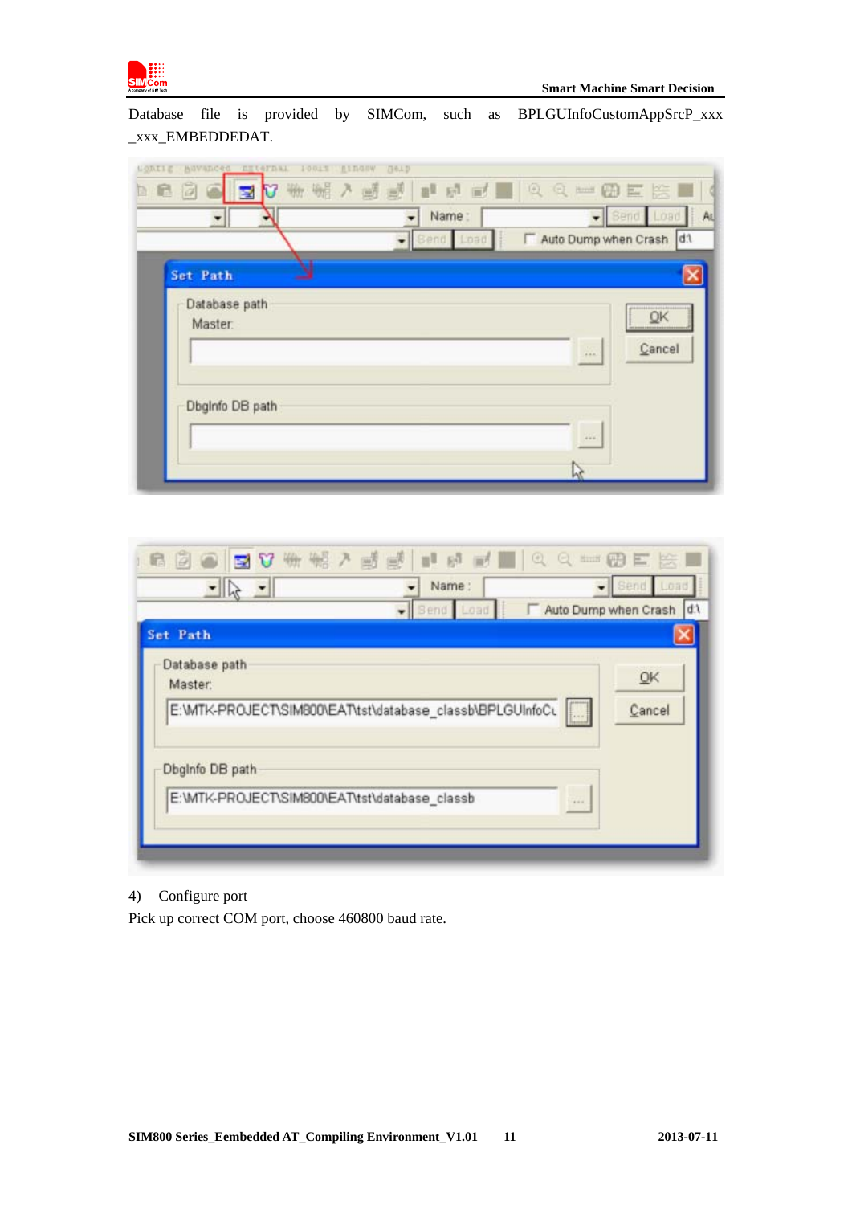Database file is provided by SIMCom, such as BPLGUInfoCustomAppSrcP_xxx _xxx_EMBEDDEDAT.

4) Configure port

Pick up correct COM port, choose 460800 baud rate.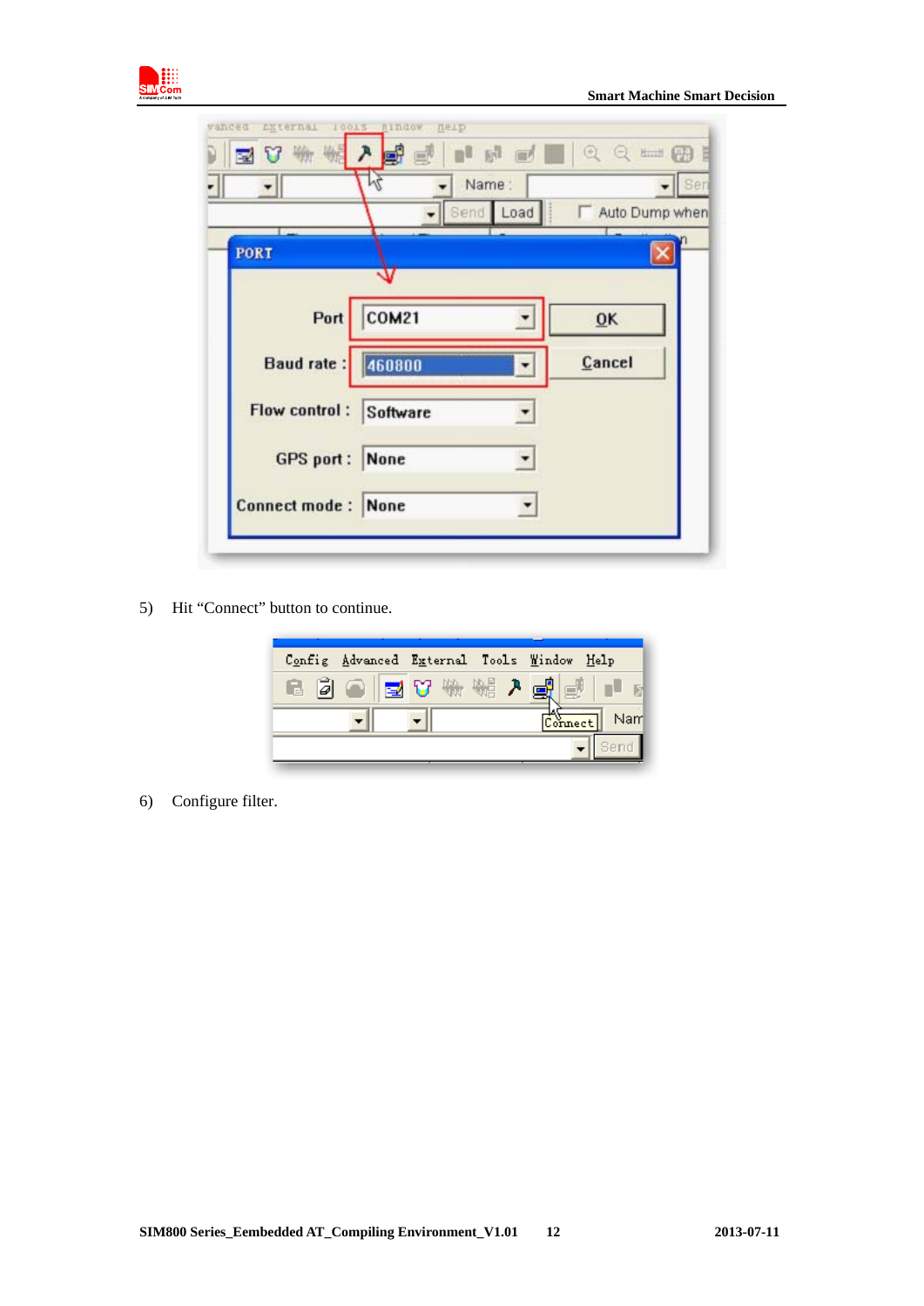5) Hit "Connect" button to continue.

6) Configure filter.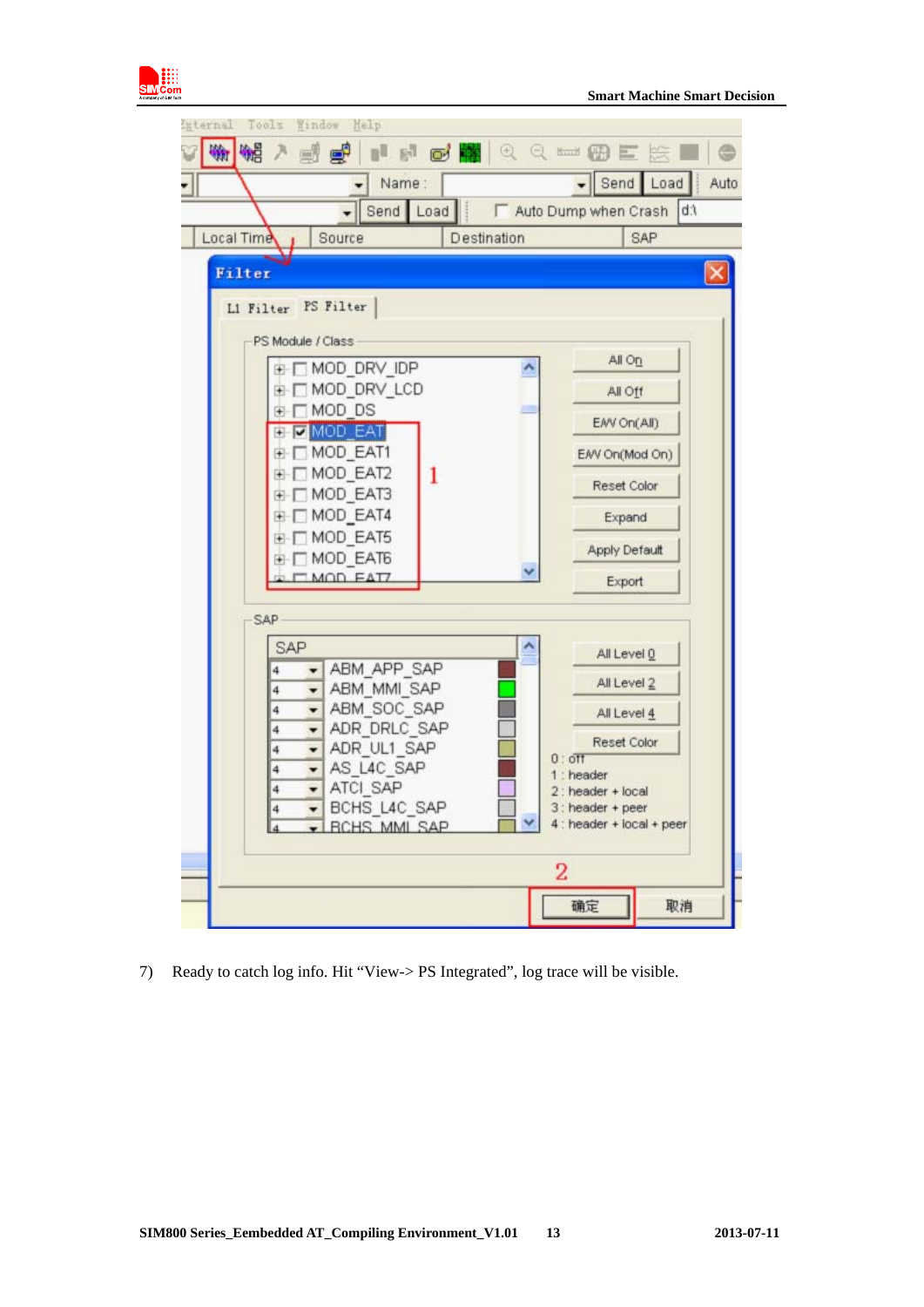7) Ready to catch log info. Hit “View-> PS Integrated”, log trace will be visible.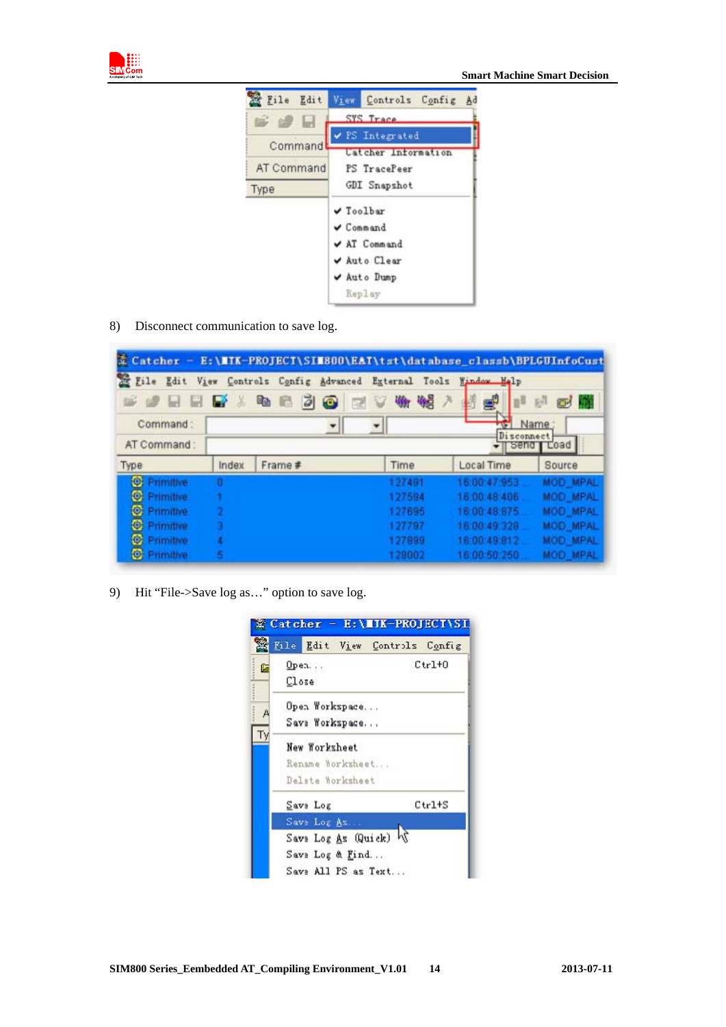8) Disconnect communication to save log.

9) Hit "File->Save log as…" option to save log.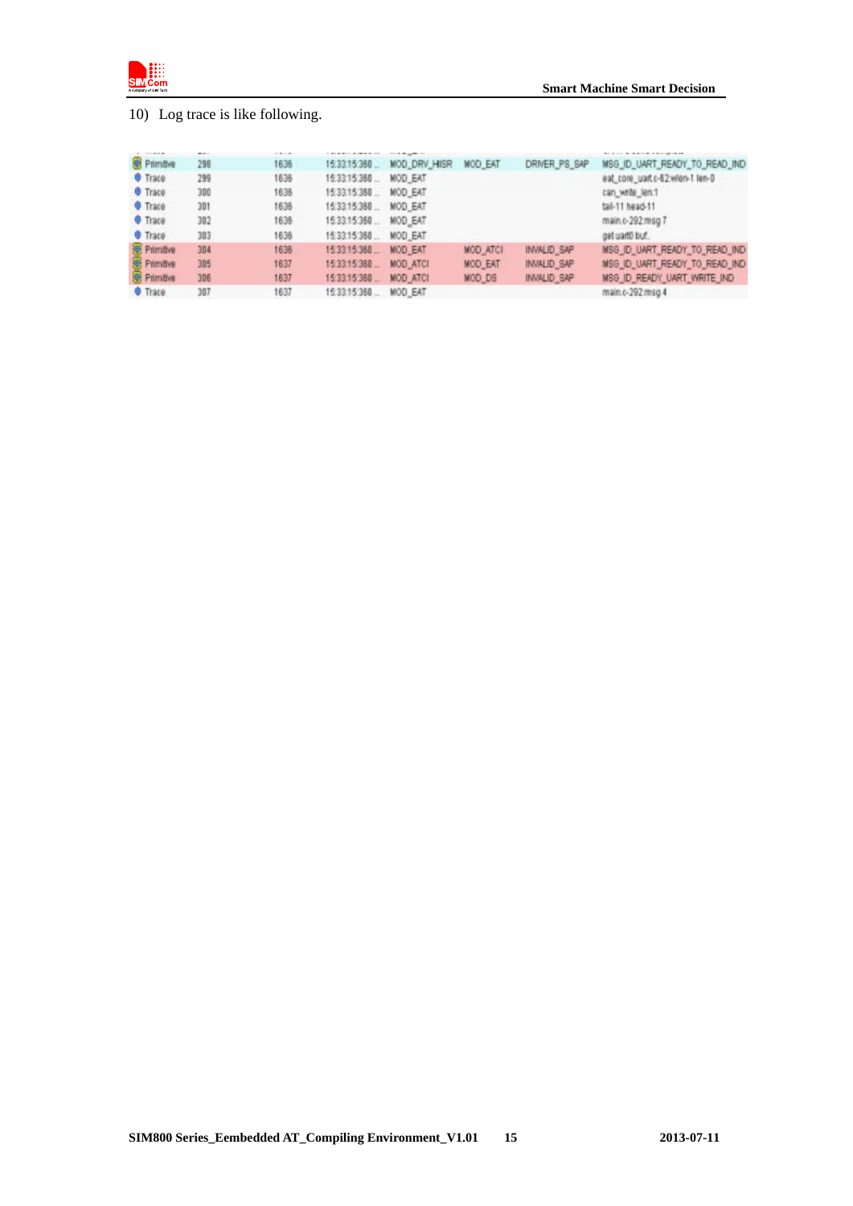10) Log trace is like following.

| | | | | | | | |
|---|---|---|---|---|---|---|---|
| Primitive | 298 | 1636 | 15:33:15:360 ... | MOD_DRV_HISR | MOD_EAT | DRIVER_PS_SAP | MSG_ID_UART_READY_TO_READ_IND |
| Trace | 299 | 1636 | 15:33:15:360 ... | MOD_EAT | | | eat_core_uart.c-62:wlen-1 len-0 |
| Trace | 300 | 1636 | 15:33:15:360 ... | MOD_EAT | | | can_write_len:1 |
| Trace | 301 | 1636 | 15:33:15:360 ... | MOD_EAT | | | tail-11 head-11 |
| Trace | 302 | 1636 | 15:33:15:360 ... | MOD_EAT | | | main.c-292:msg 7 |
| Trace | 303 | 1636 | 15:33:15:360 ... | MOD_EAT | | | get uart0 buf. |
| Primitive | 304 | 1636 | 15:33:15:360 ... | MOD_EAT | MOD_ATCI | INVALID_SAP | MSG_ID_UART_READY_TO_READ_IND |
| Primitive | 305 | 1637 | 15:33:15:360 ... | MOD_ATCI | MOD_EAT | INVALID_SAP | MSG_ID_UART_READY_TO_READ_IND |
| Primitive | 306 | 1637 | 15:33:15:360 ... | MOD_ATCI | MOD_DS | INVALID_SAP | MSG_ID_READY_UART_WRITE_IND |
| Trace | 307 | 1637 | 15:33:15:360 ... | MOD_EAT | | | main.c-292:msg 4 |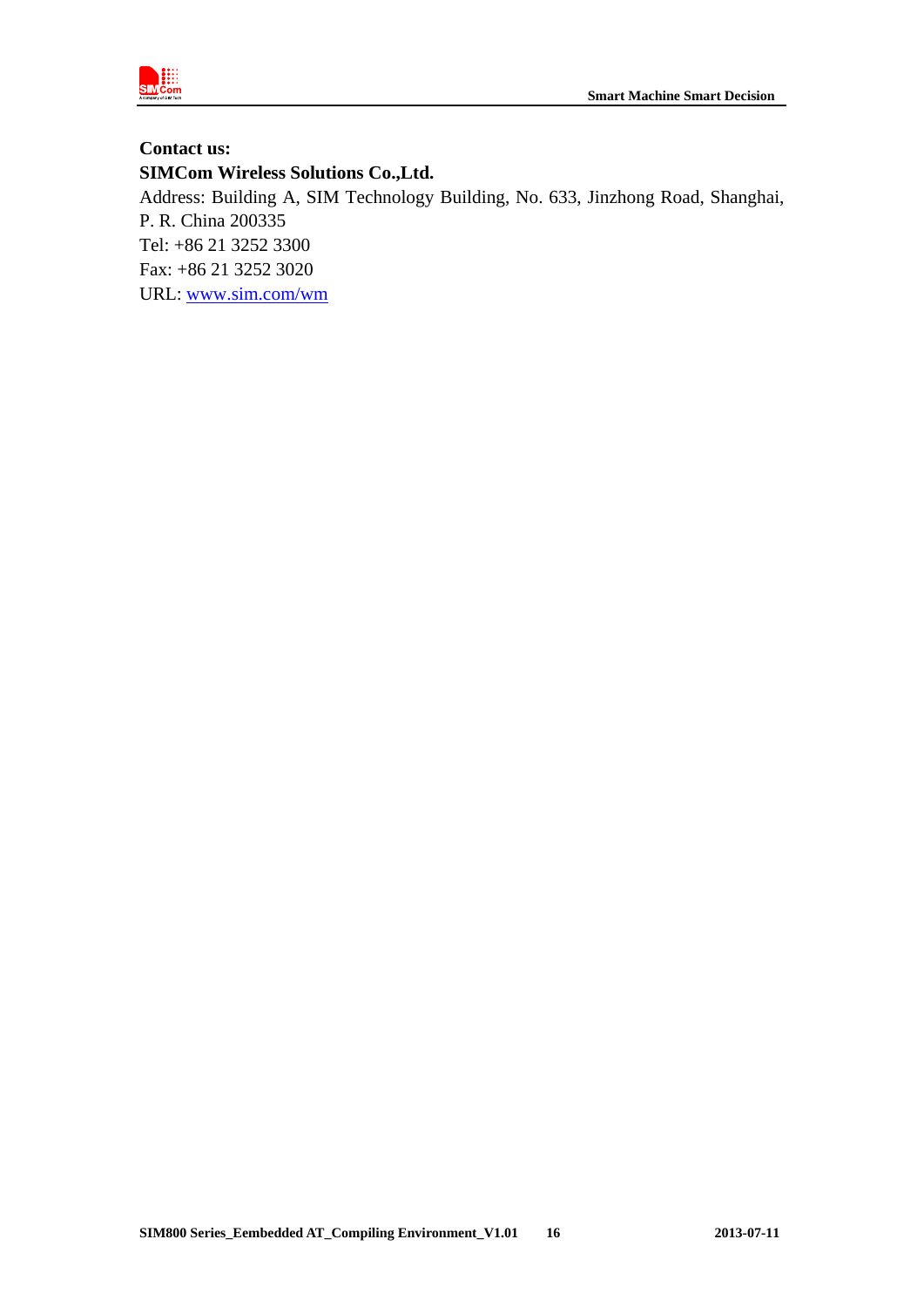**Contact us:**

**SIMCom Wireless Solutions Co.,Ltd.**

Address: Building A, SIM Technology Building, No. 633, Jinzhong Road, Shanghai, P. R. China 200335

Tel: +86 21 3252 3300

Fax: +86 21 3252 3020

URL: www.sim.com/wm